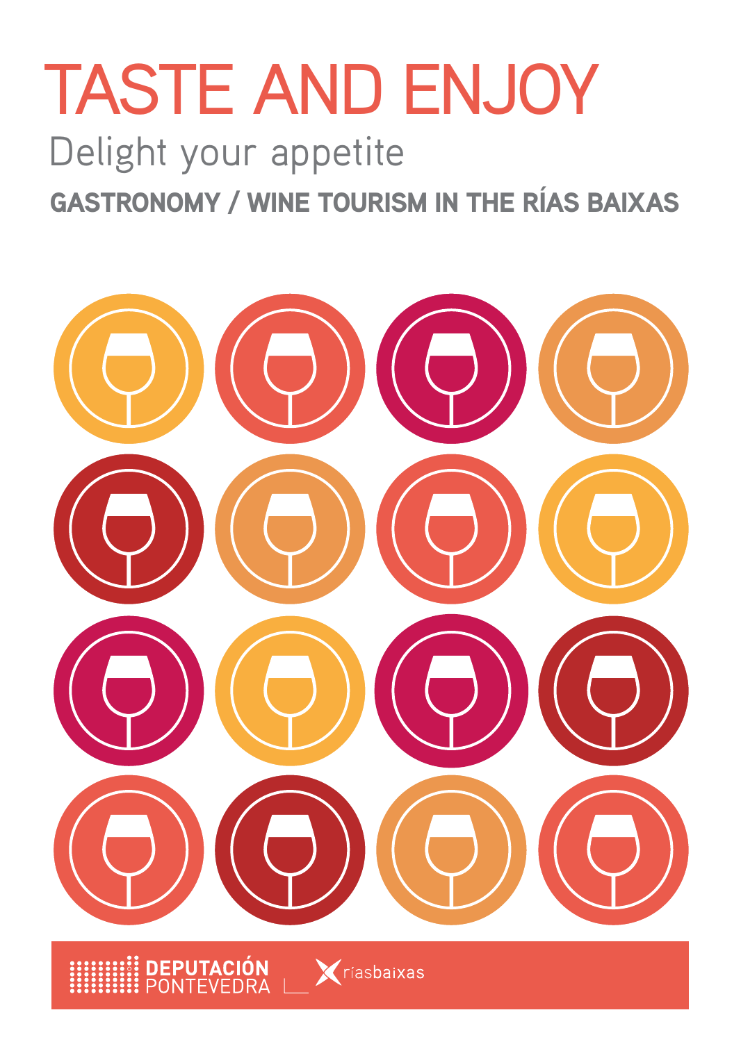# TASTE AND ENJOY

## Delight your appetite

**GASTRONOMY / WINE TOURISM IN THE RÍAS BAIXAS**

**DEPUTACIÓN** PONTEVEDRA

ríasbaixas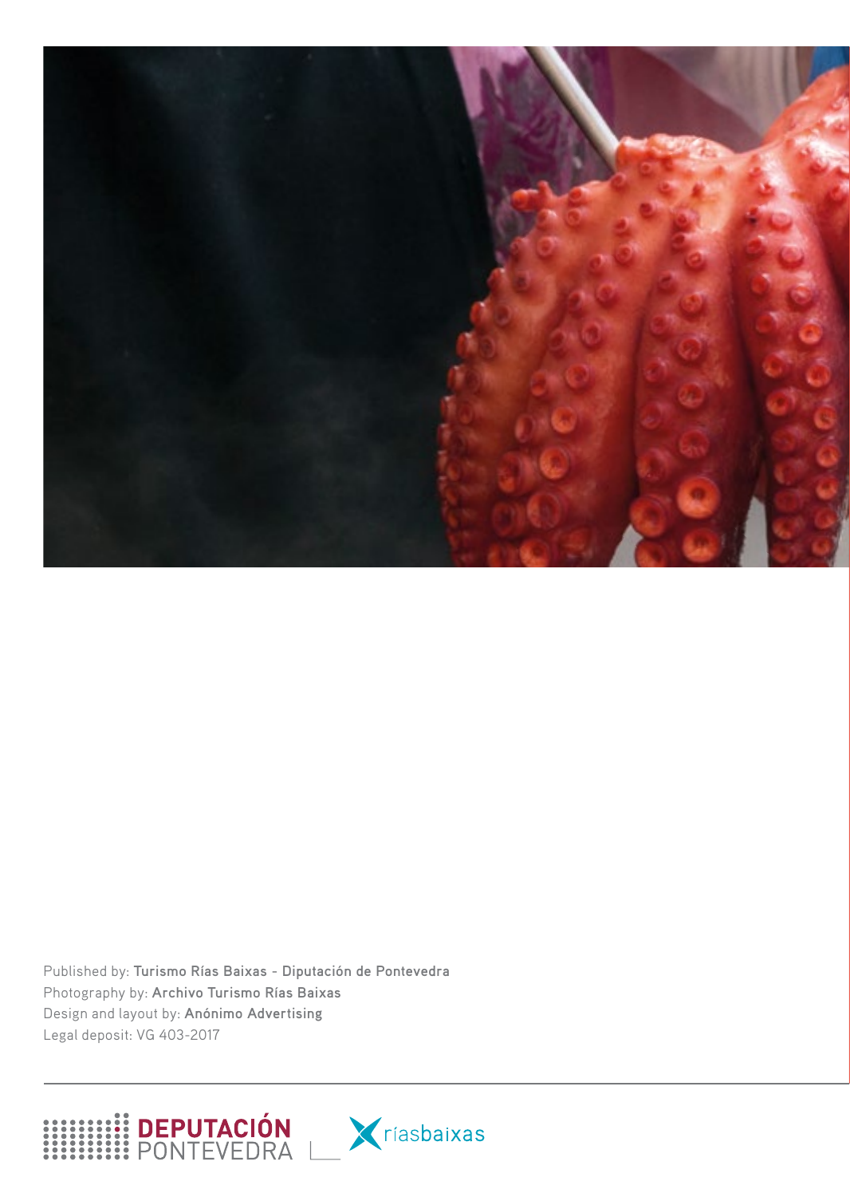Published by: **Turismo Rías Baixas - Diputación de Pontevedra**
Photography by: **Archivo Turismo Rías Baixas**
Design and layout by: **Anónimo Advertising**
Legal deposit: VG 403-2017

DEPUTACIÓN PONTEVEDRA

ríasbaixas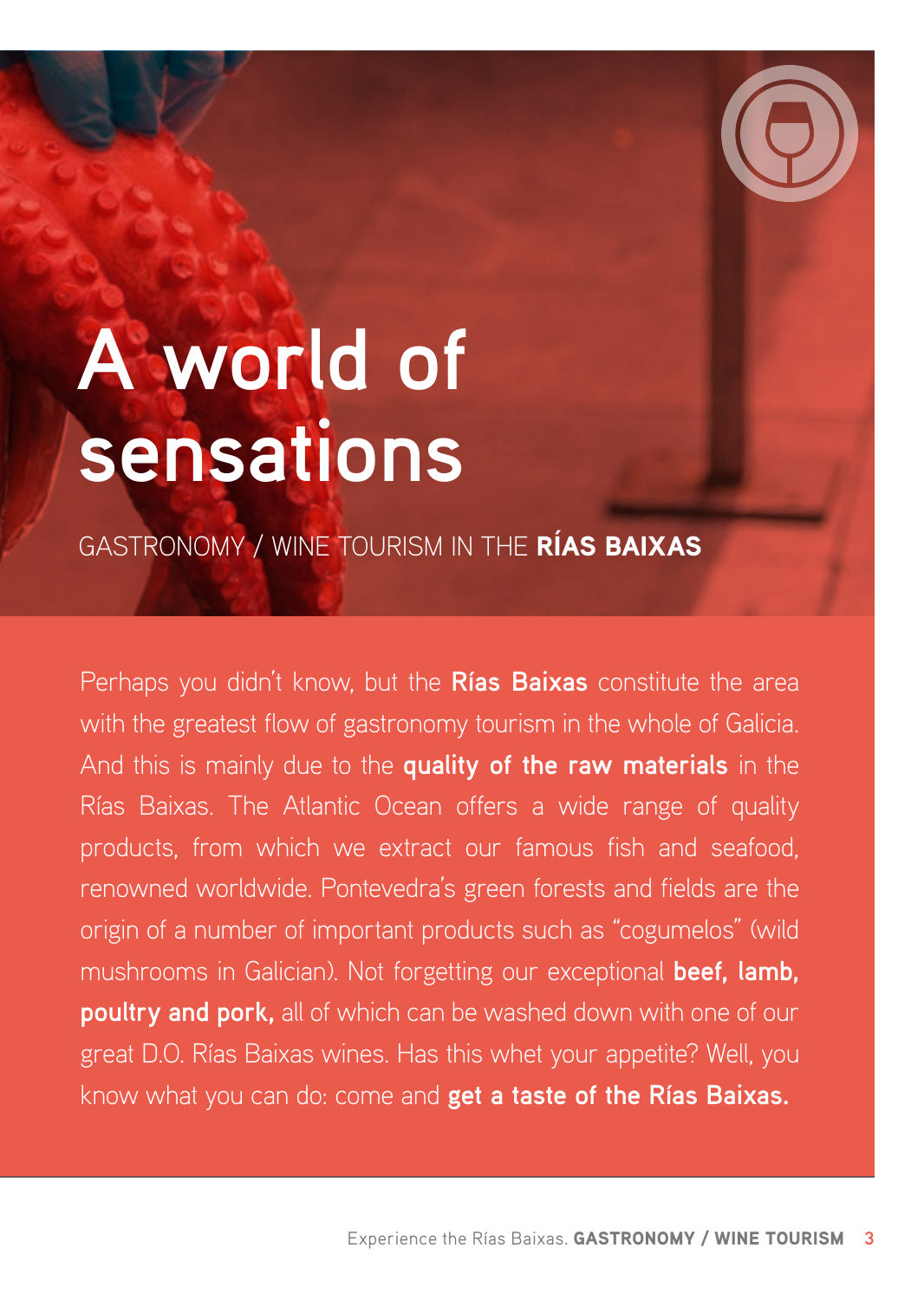# A world of sensations

GASTRONOMY / WINE TOURISM IN THE **RÍAS BAIXAS**

Perhaps you didn't know, but the **Rías Baixas** constitute the area with the greatest flow of gastronomy tourism in the whole of Galicia. And this is mainly due to the **quality of the raw materials** in the Rías Baixas. The Atlantic Ocean offers a wide range of quality products, from which we extract our famous fish and seafood, renowned worldwide. Pontevedra's green forests and fields are the origin of a number of important products such as "cogumelos" (wild mushrooms in Galician). Not forgetting our exceptional **beef, lamb, poultry and pork,** all of which can be washed down with one of our great D.O. Rías Baixas wines. Has this whet your appetite? Well, you know what you can do: come and **get a taste of the Rías Baixas.**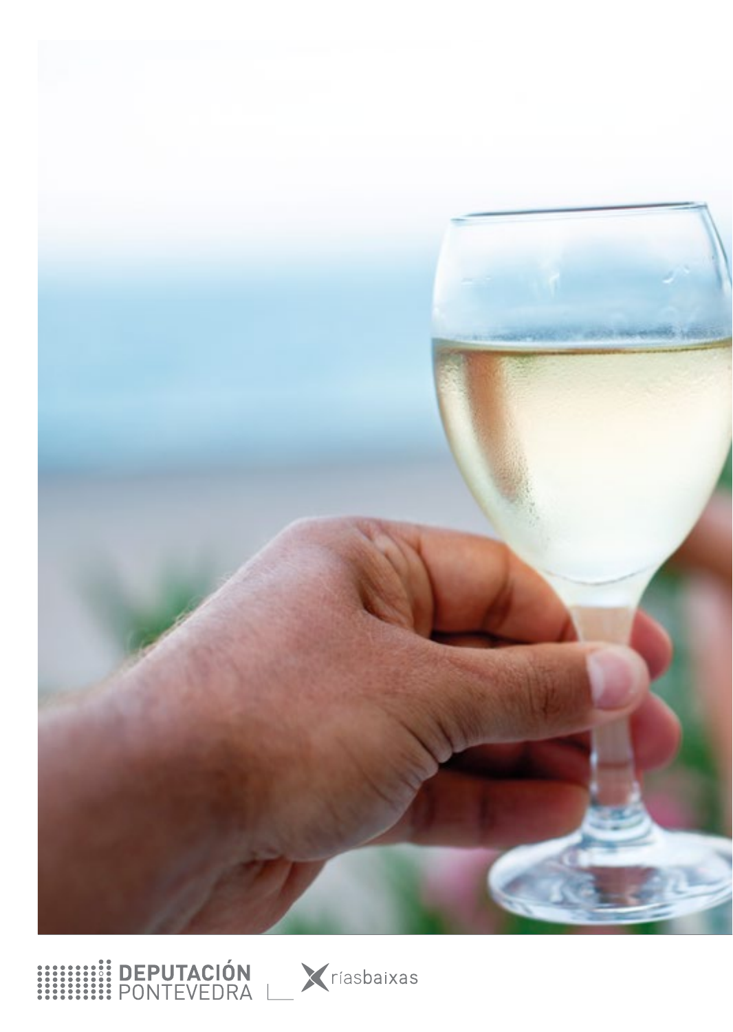DEPUTACIÓN PONTEVEDRA

ríasbaixas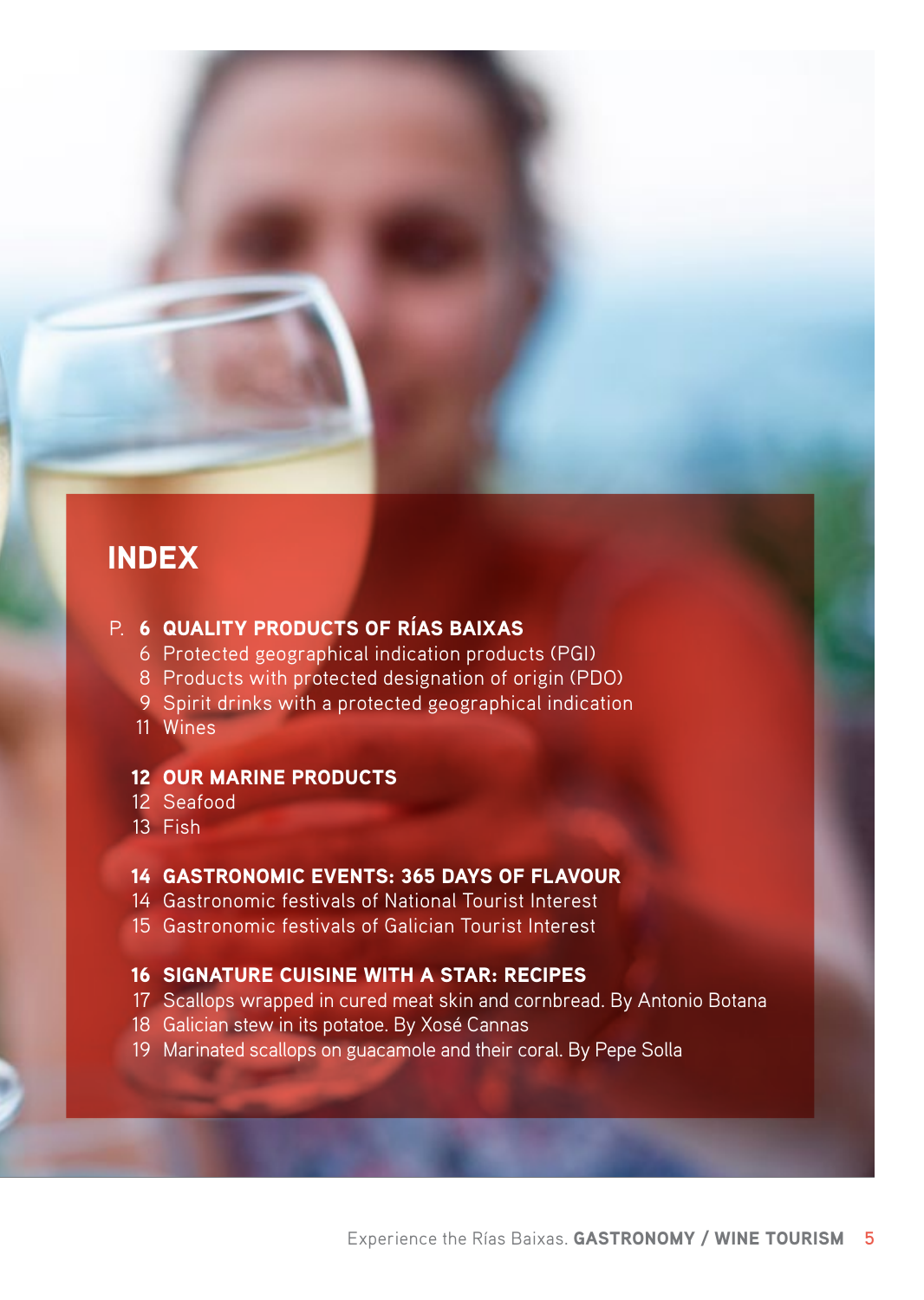# INDEX

P. **6 QUALITY PRODUCTS OF RÍAS BAIXAS**
- 6 Protected geographical indication products (PGI)
- 8 Products with protected designation of origin (PDO)
- 9 Spirit drinks with a protected geographical indication
- 11 Wines

**12 OUR MARINE PRODUCTS**
- 12 Seafood
- 13 Fish

**14 GASTRONOMIC EVENTS: 365 DAYS OF FLAVOUR**
- 14 Gastronomic festivals of National Tourist Interest
- 15 Gastronomic festivals of Galician Tourist Interest

**16 SIGNATURE CUISINE WITH A STAR: RECIPES**
- 17 Scallops wrapped in cured meat skin and cornbread. By Antonio Botana
- 18 Galician stew in its potatoe. By Xosé Cannas
- 19 Marinated scallops on guacamole and their coral. By Pepe Solla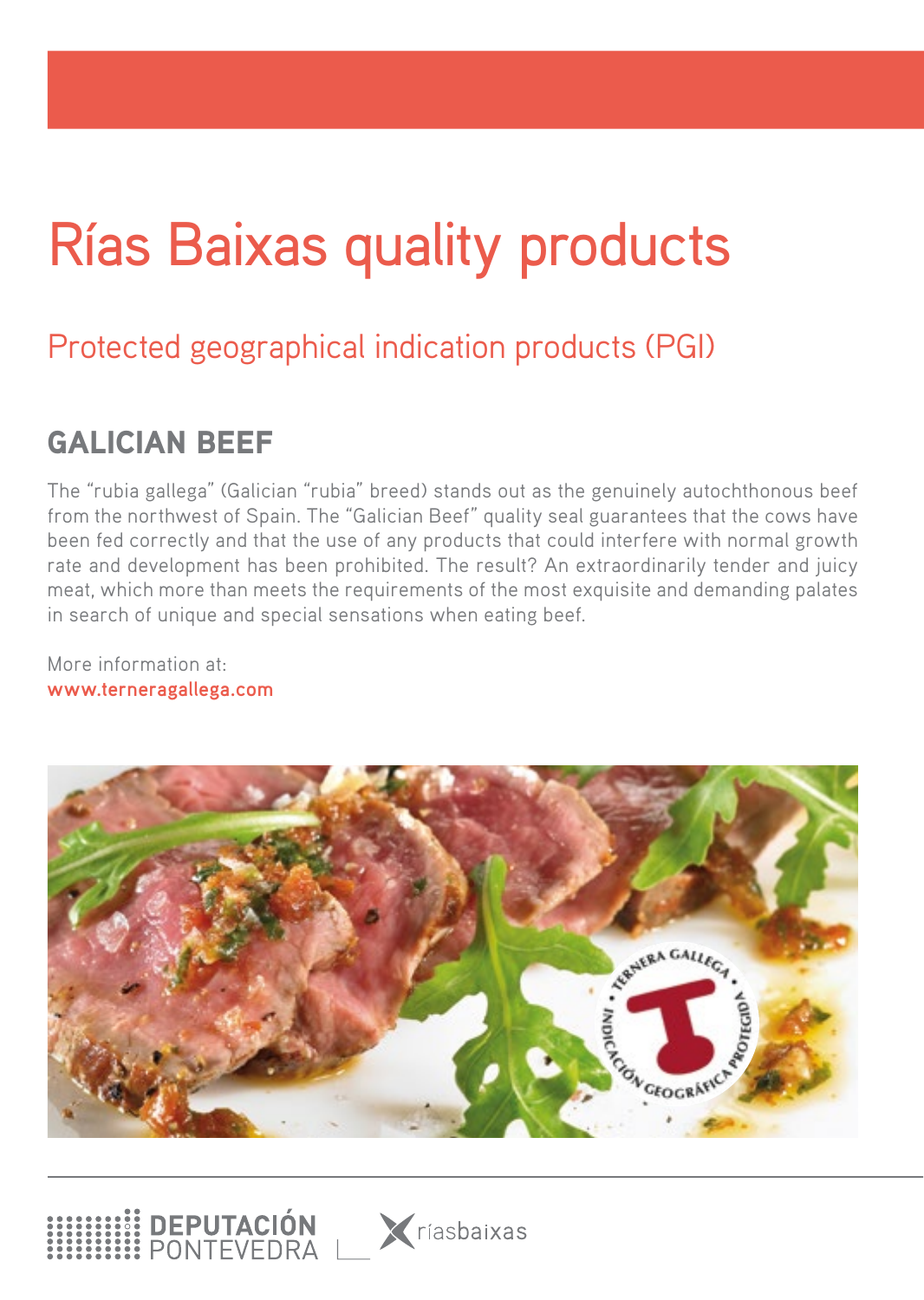# Rías Baixas quality products

## Protected geographical indication products (PGI)

### GALICIAN BEEF

The "rubia gallega" (Galician "rubia" breed) stands out as the genuinely autochthonous beef from the northwest of Spain. The "Galician Beef" quality seal guarantees that the cows have been fed correctly and that the use of any products that could interfere with normal growth rate and development has been prohibited. The result? An extraordinarily tender and juicy meat, which more than meets the requirements of the most exquisite and demanding palates in search of unique and special sensations when eating beef.

More information at:
**www.terneragallega.com**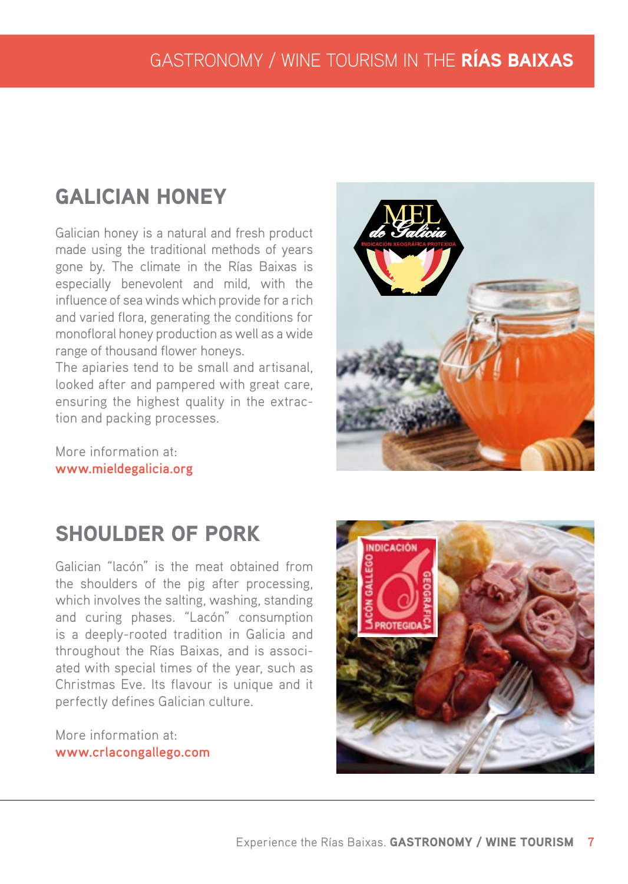## GALICIAN HONEY

Galician honey is a natural and fresh product made using the traditional methods of years gone by. The climate in the Rías Baixas is especially benevolent and mild, with the influence of sea winds which provide for a rich and varied flora, generating the conditions for monofloral honey production as well as a wide range of thousand flower honeys.
The apiaries tend to be small and artisanal, looked after and pampered with great care, ensuring the highest quality in the extraction and packing processes.

More information at:
**www.mieldegalicia.org**

## SHOULDER OF PORK

Galician "lacón" is the meat obtained from the shoulders of the pig after processing, which involves the salting, washing, standing and curing phases. "Lacón" consumption is a deeply-rooted tradition in Galicia and throughout the Rías Baixas, and is associated with special times of the year, such as Christmas Eve. Its flavour is unique and it perfectly defines Galician culture.

More information at:
**www.crlacongallego.com**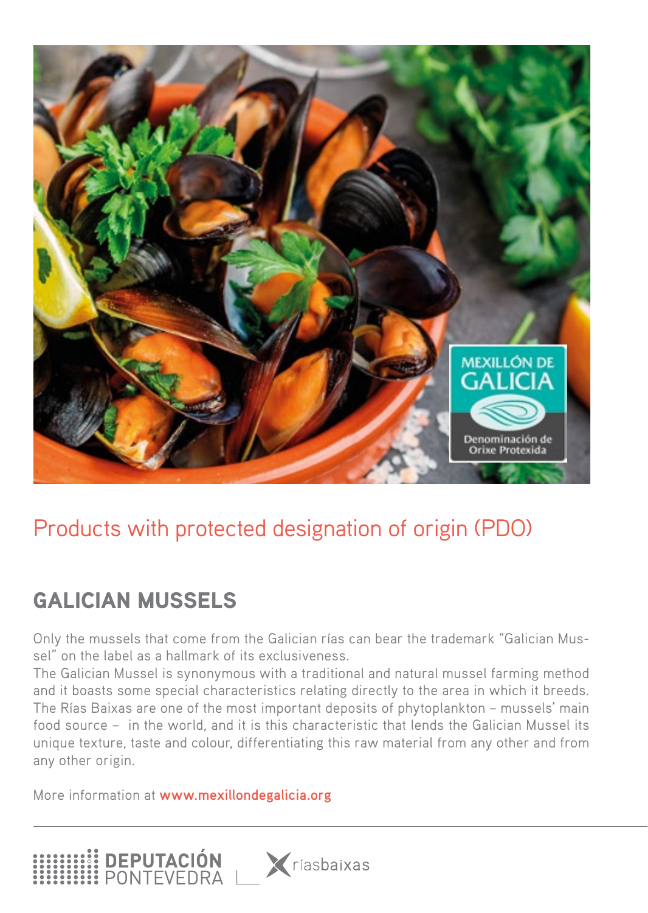## Products with protected designation of origin (PDO)

### GALICIAN MUSSELS

Only the mussels that come from the Galician rías can bear the trademark "Galician Mussel" on the label as a hallmark of its exclusiveness.

The Galician Mussel is synonymous with a traditional and natural mussel farming method and it boasts some special characteristics relating directly to the area in which it breeds. The Rías Baixas are one of the most important deposits of phytoplankton – mussels' main food source – in the world, and it is this characteristic that lends the Galician Mussel its unique texture, taste and colour, differentiating this raw material from any other and from any other origin.

More information at **www.mexillondegalicia.org**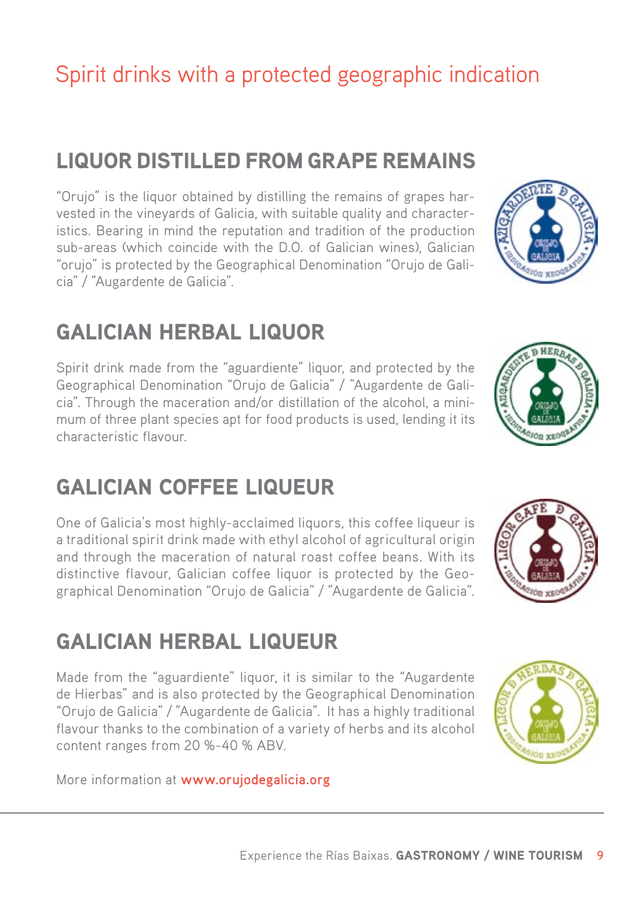# Spirit drinks with a protected geographic indication

## LIQUOR DISTILLED FROM GRAPE REMAINS

"Orujo" is the liquor obtained by distilling the remains of grapes harvested in the vineyards of Galicia, with suitable quality and characteristics. Bearing in mind the reputation and tradition of the production sub-areas (which coincide with the D.O. of Galician wines), Galician "orujo" is protected by the Geographical Denomination "Orujo de Galicia" / "Augardente de Galicia".

## GALICIAN HERBAL LIQUOR

Spirit drink made from the "aguardiente" liquor, and protected by the Geographical Denomination "Orujo de Galicia" / "Augardente de Galicia". Through the maceration and/or distillation of the alcohol, a minimum of three plant species apt for food products is used, lending it its characteristic flavour.

## GALICIAN COFFEE LIQUEUR

One of Galicia's most highly-acclaimed liquors, this coffee liqueur is a traditional spirit drink made with ethyl alcohol of agricultural origin and through the maceration of natural roast coffee beans. With its distinctive flavour, Galician coffee liquor is protected by the Geographical Denomination "Orujo de Galicia" / "Augardente de Galicia".

## GALICIAN HERBAL LIQUEUR

Made from the "aguardiente" liquor, it is similar to the "Augardente de Hierbas" and is also protected by the Geographical Denomination "Orujo de Galicia" / "Augardente de Galicia". It has a highly traditional flavour thanks to the combination of a variety of herbs and its alcohol content ranges from 20 %-40 % ABV.

More information at **www.orujodegalicia.org**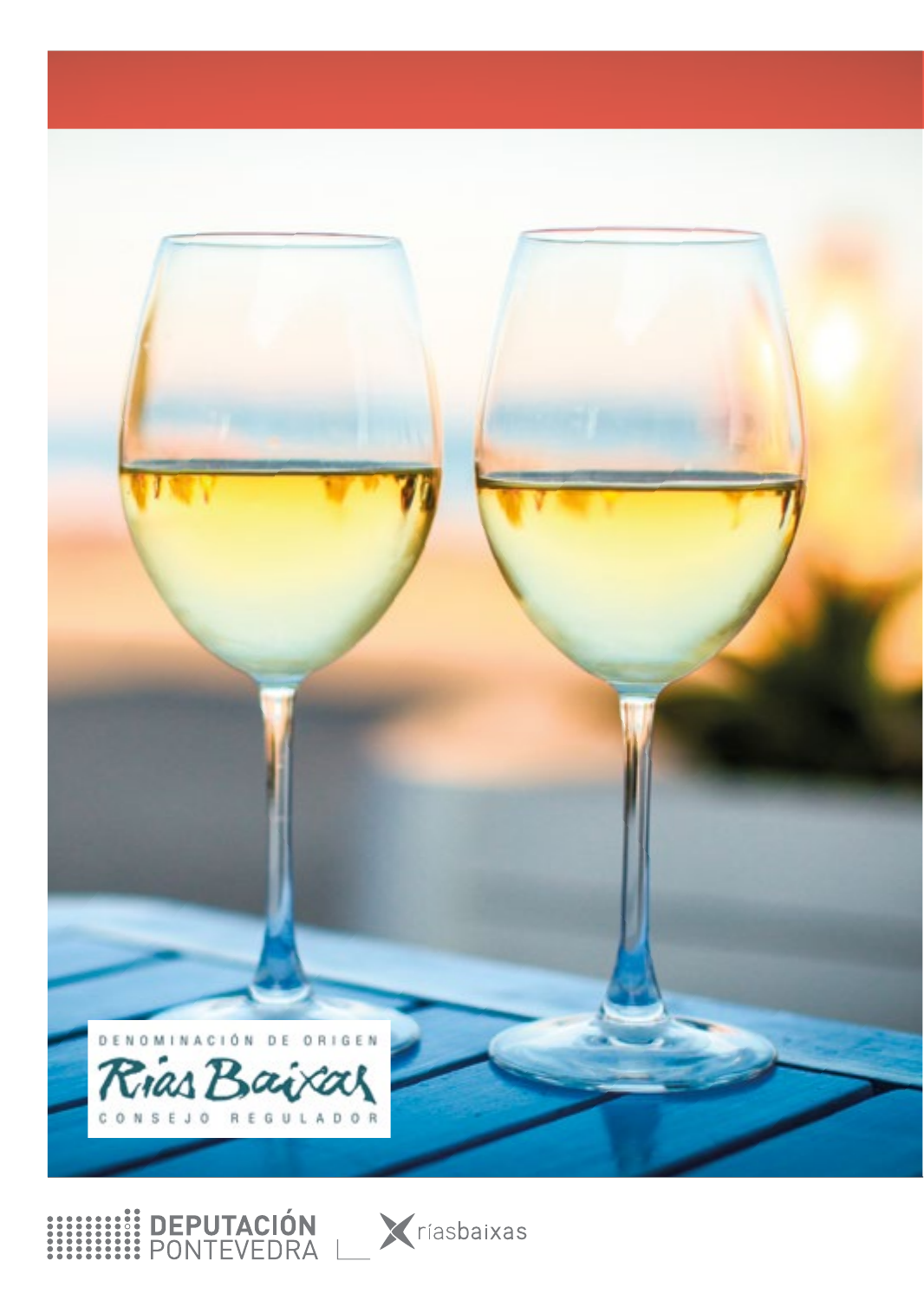DENOMINACIÓN DE ORIGEN

Rías Baixas

CONSEJO REGULADOR

DEPUTACIÓN PONTEVEDRA

ríasbaixas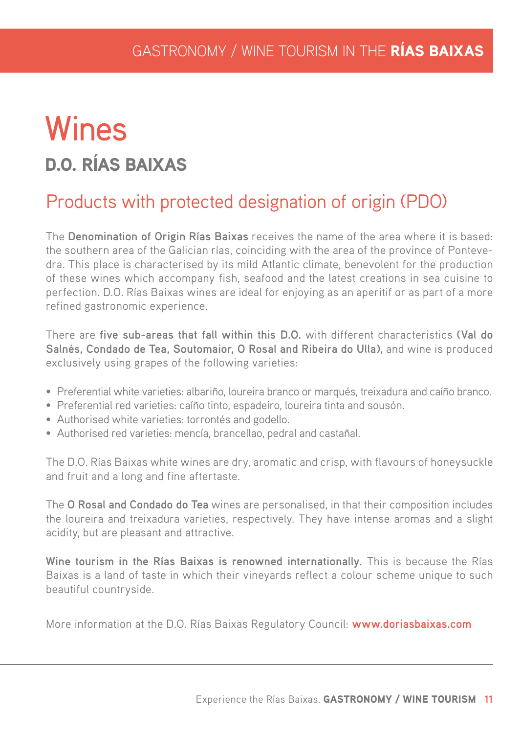# Wines

## D.O. RÍAS BAIXAS

### Products with protected designation of origin (PDO)

The **Denomination of Origin Rías Baixas** receives the name of the area where it is based: the southern area of the Galician rías, coinciding with the area of the province of Pontevedra. This place is characterised by its mild Atlantic climate, benevolent for the production of these wines which accompany fish, seafood and the latest creations in sea cuisine to perfection. D.O. Rías Baixas wines are ideal for enjoying as an aperitif or as part of a more refined gastronomic experience.

There are **five sub-areas that fall within this D.O.** with different characteristics **(Val do Salnés, Condado de Tea, Soutomaior, O Rosal and Ribeira do Ulla),** and wine is produced exclusively using grapes of the following varieties:

- Preferential white varieties: albariño, loureira branco or marqués, treixadura and caíño branco.
- Preferential red varieties: caíño tinto, espadeiro, loureira tinta and sousón.
- Authorised white varieties: torrontés and godello.
- Authorised red varieties: mencía, brancellao, pedral and castañal.

The D.O. Rías Baixas white wines are dry, aromatic and crisp, with flavours of honeysuckle and fruit and a long and fine aftertaste.

The **O Rosal and Condado do Tea** wines are personalised, in that their composition includes the loureira and treixadura varieties, respectively. They have intense aromas and a slight acidity, but are pleasant and attractive.

**Wine tourism in the Rías Baixas is renowned internationally.** This is because the Rías Baixas is a land of taste in which their vineyards reflect a colour scheme unique to such beautiful countryside.

More information at the D.O. Rías Baixas Regulatory Council: **www.doriasbaixas.com**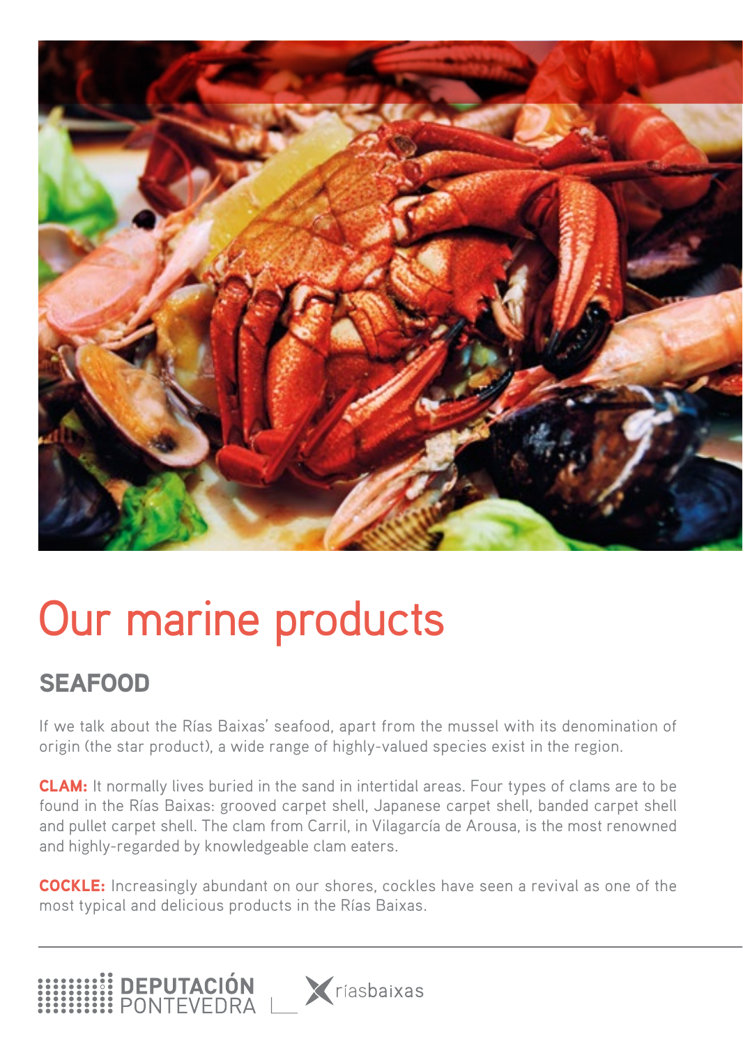# Our marine products

## SEAFOOD

If we talk about the Rías Baixas' seafood, apart from the mussel with its denomination of origin (the star product), a wide range of highly-valued species exist in the region.

**CLAM:** It normally lives buried in the sand in intertidal areas. Four types of clams are to be found in the Rías Baixas: grooved carpet shell, Japanese carpet shell, banded carpet shell and pullet carpet shell. The clam from Carril, in Vilagarcía de Arousa, is the most renowned and highly-regarded by knowledgeable clam eaters.

**COCKLE:** Increasingly abundant on our shores, cockles have seen a revival as one of the most typical and delicious products in the Rías Baixas.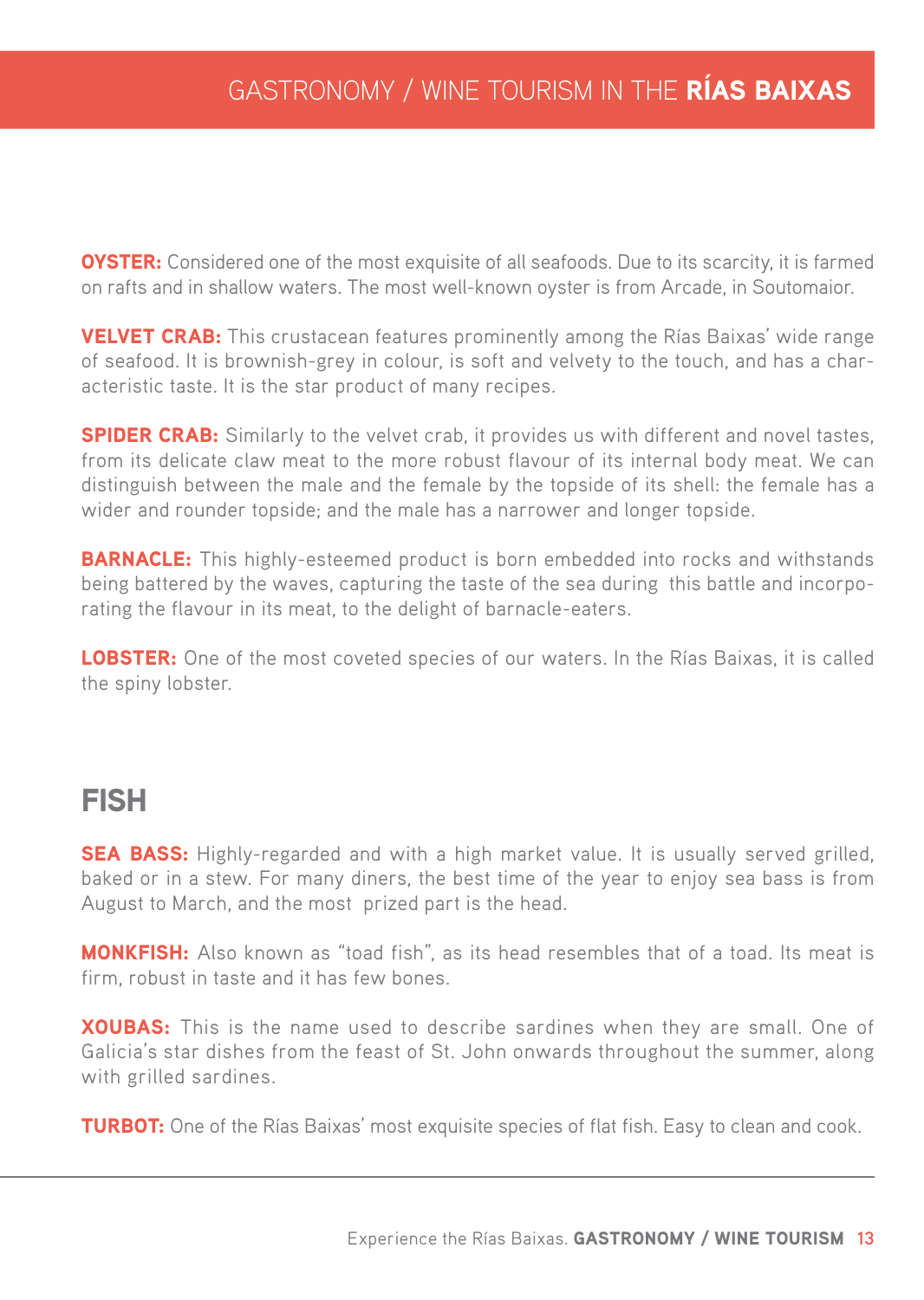**OYSTER:** Considered one of the most exquisite of all seafoods. Due to its scarcity, it is farmed on rafts and in shallow waters. The most well-known oyster is from Arcade, in Soutomaior.

**VELVET CRAB:** This crustacean features prominently among the Rías Baixas' wide range of seafood. It is brownish-grey in colour, is soft and velvety to the touch, and has a characteristic taste. It is the star product of many recipes.

**SPIDER CRAB:** Similarly to the velvet crab, it provides us with different and novel tastes, from its delicate claw meat to the more robust flavour of its internal body meat. We can distinguish between the male and the female by the topside of its shell: the female has a wider and rounder topside; and the male has a narrower and longer topside.

**BARNACLE:** This highly-esteemed product is born embedded into rocks and withstands being battered by the waves, capturing the taste of the sea during this battle and incorporating the flavour in its meat, to the delight of barnacle-eaters.

**LOBSTER:** One of the most coveted species of our waters. In the Rías Baixas, it is called the spiny lobster.

## FISH

**SEA BASS:** Highly-regarded and with a high market value. It is usually served grilled, baked or in a stew. For many diners, the best time of the year to enjoy sea bass is from August to March, and the most prized part is the head.

**MONKFISH:** Also known as "toad fish", as its head resembles that of a toad. Its meat is firm, robust in taste and it has few bones.

**XOUBAS:** This is the name used to describe sardines when they are small. One of Galicia's star dishes from the feast of St. John onwards throughout the summer, along with grilled sardines.

**TURBOT:** One of the Rías Baixas' most exquisite species of flat fish. Easy to clean and cook.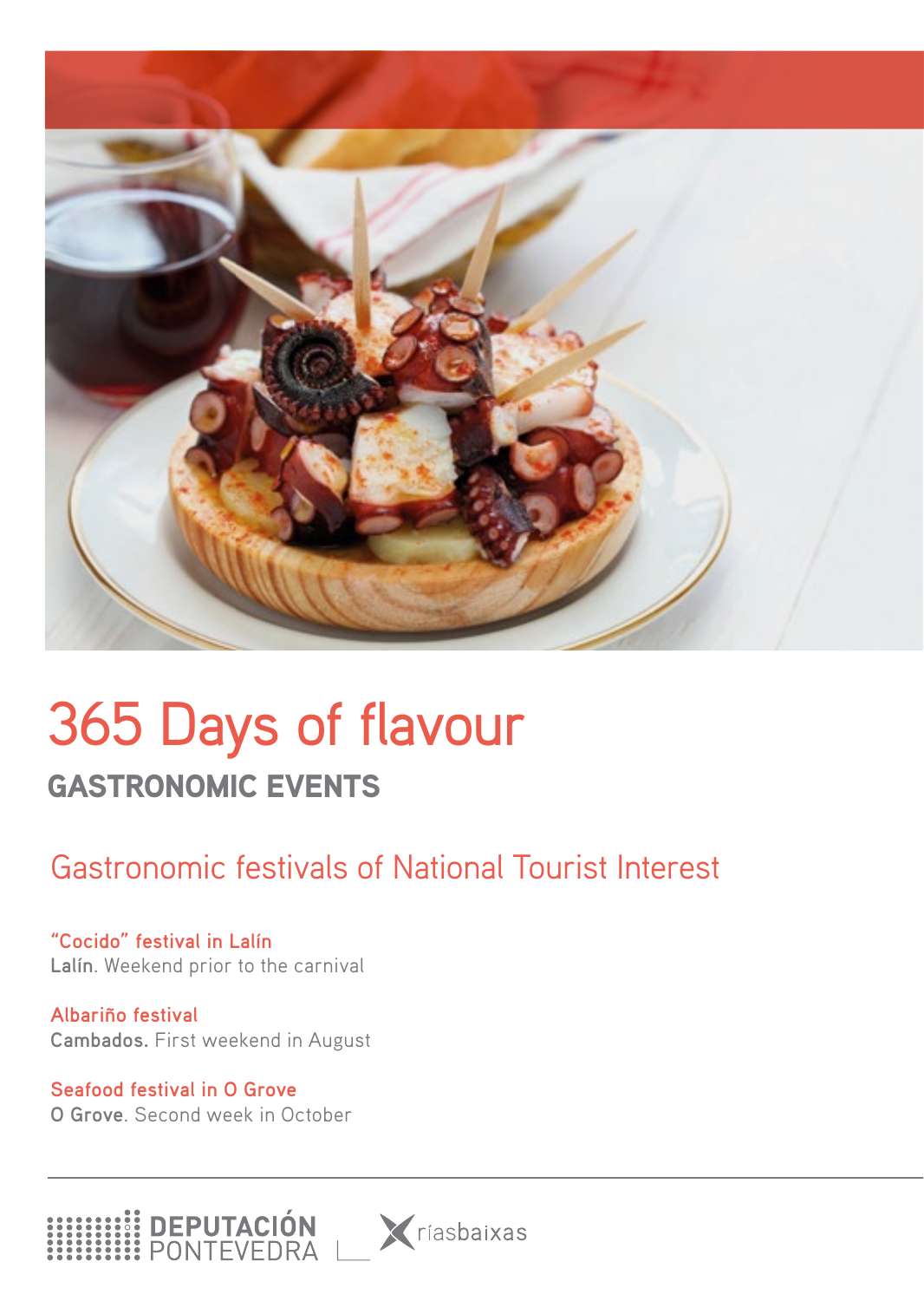# 365 Days of flavour

## GASTRONOMIC EVENTS

### Gastronomic festivals of National Tourist Interest

**"Cocido" festival in Lalín**
**Lalín**. Weekend prior to the carnival

**Albariño festival**
**Cambados.** First weekend in August

**Seafood festival in O Grove**
**O Grove**. Second week in October

DEPUTACIÓN PONTEVEDRA

ríasbaixas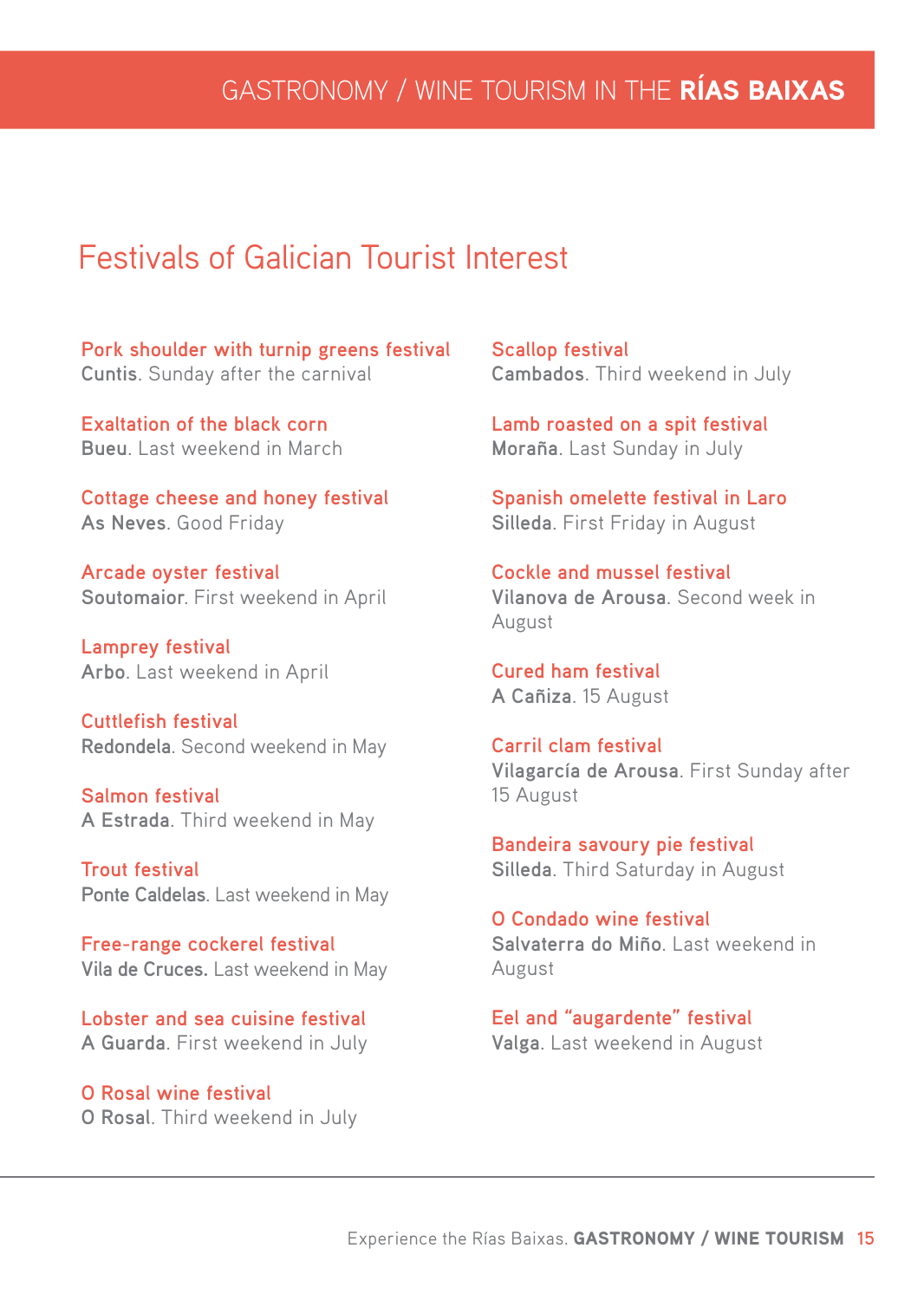# Festivals of Galician Tourist Interest

**Pork shoulder with turnip greens festival**
**Cuntis**. Sunday after the carnival

**Exaltation of the black corn**
**Bueu**. Last weekend in March

**Cottage cheese and honey festival**
**As Neves**. Good Friday

**Arcade oyster festival**
**Soutomaior**. First weekend in April

**Lamprey festival**
**Arbo**. Last weekend in April

**Cuttlefish festival**
**Redondela**. Second weekend in May

**Salmon festival**
**A Estrada**. Third weekend in May

**Trout festival**
**Ponte Caldelas**. Last weekend in May

**Free-range cockerel festival**
**Vila de Cruces.** Last weekend in May

**Lobster and sea cuisine festival**
**A Guarda**. First weekend in July

**O Rosal wine festival**
**O Rosal**. Third weekend in July

**Scallop festival**
**Cambados**. Third weekend in July

**Lamb roasted on a spit festival**
**Moraña**. Last Sunday in July

**Spanish omelette festival in Laro**
**Silleda**. First Friday in August

**Cockle and mussel festival**
**Vilanova de Arousa**. Second week in August

**Cured ham festival**
**A Cañiza**. 15 August

**Carril clam festival**
**Vilagarcía de Arousa**. First Sunday after 15 August

**Bandeira savoury pie festival**
**Silleda**. Third Saturday in August

**O Condado wine festival**
**Salvaterra do Miño**. Last weekend in August

**Eel and “augardente” festival**
**Valga**. Last weekend in August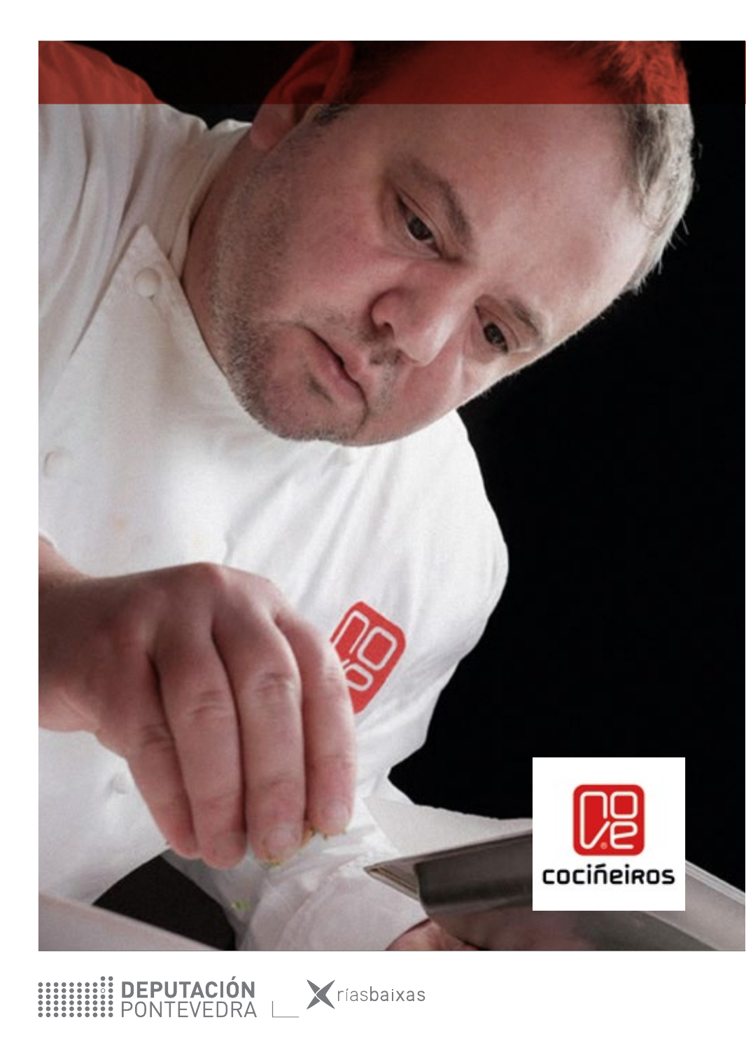cociñeiros

DEPUTACIÓN PONTEVEDRA

ríasbaixas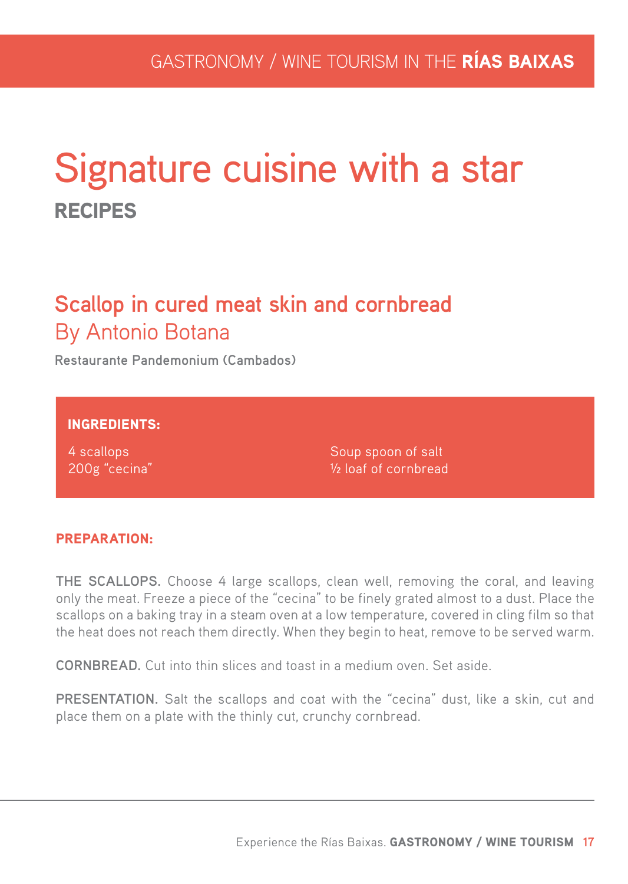# Signature cuisine with a star

## RECIPES

### Scallop in cured meat skin and cornbread

### By Antonio Botana

**Restaurante Pandemonium (Cambados)**

**INGREDIENTS:**

4 scallops
200g "cecina"
Soup spoon of salt
½ loaf of cornbread

**PREPARATION:**

**THE SCALLOPS.** Choose 4 large scallops, clean well, removing the coral, and leaving only the meat. Freeze a piece of the "cecina" to be finely grated almost to a dust. Place the scallops on a baking tray in a steam oven at a low temperature, covered in cling film so that the heat does not reach them directly. When they begin to heat, remove to be served warm.

**CORNBREAD.** Cut into thin slices and toast in a medium oven. Set aside.

**PRESENTATION.** Salt the scallops and coat with the "cecina" dust, like a skin, cut and place them on a plate with the thinly cut, crunchy cornbread.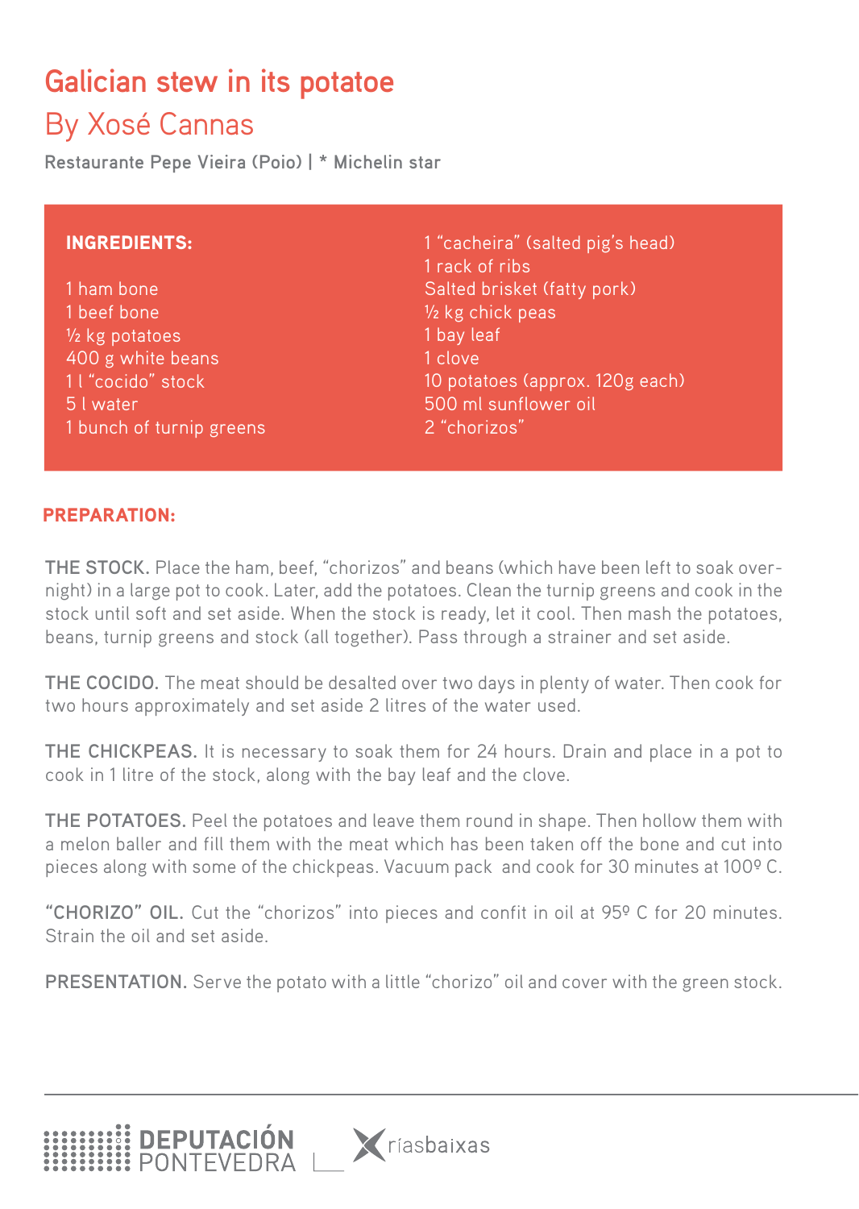# Galician stew in its potatoe

## By Xosé Cannas

Restaurante Pepe Vieira (Poio) | * Michelin star

**INGREDIENTS:**

1 ham bone
1 beef bone
½ kg potatoes
400 g white beans
1 l “cocido” stock
5 l water
1 bunch of turnip greens
1 “cacheira” (salted pig’s head)
1 rack of ribs
Salted brisket (fatty pork)
½ kg chick peas
1 bay leaf
1 clove
10 potatoes (approx. 120g each)
500 ml sunflower oil
2 “chorizos”

**PREPARATION:**

**THE STOCK.** Place the ham, beef, “chorizos” and beans (which have been left to soak overnight) in a large pot to cook. Later, add the potatoes. Clean the turnip greens and cook in the stock until soft and set aside. When the stock is ready, let it cool. Then mash the potatoes, beans, turnip greens and stock (all together). Pass through a strainer and set aside.

**THE COCIDO.** The meat should be desalted over two days in plenty of water. Then cook for two hours approximately and set aside 2 litres of the water used.

**THE CHICKPEAS.** It is necessary to soak them for 24 hours. Drain and place in a pot to cook in 1 litre of the stock, along with the bay leaf and the clove.

**THE POTATOES.** Peel the potatoes and leave them round in shape. Then hollow them with a melon baller and fill them with the meat which has been taken off the bone and cut into pieces along with some of the chickpeas. Vacuum pack and cook for 30 minutes at 100º C.

**“CHORIZO” OIL.** Cut the “chorizos” into pieces and confit in oil at 95º C for 20 minutes. Strain the oil and set aside.

**PRESENTATION.** Serve the potato with a little “chorizo” oil and cover with the green stock.

DEPUTACIÓN PONTEVEDRA | ríasbaixas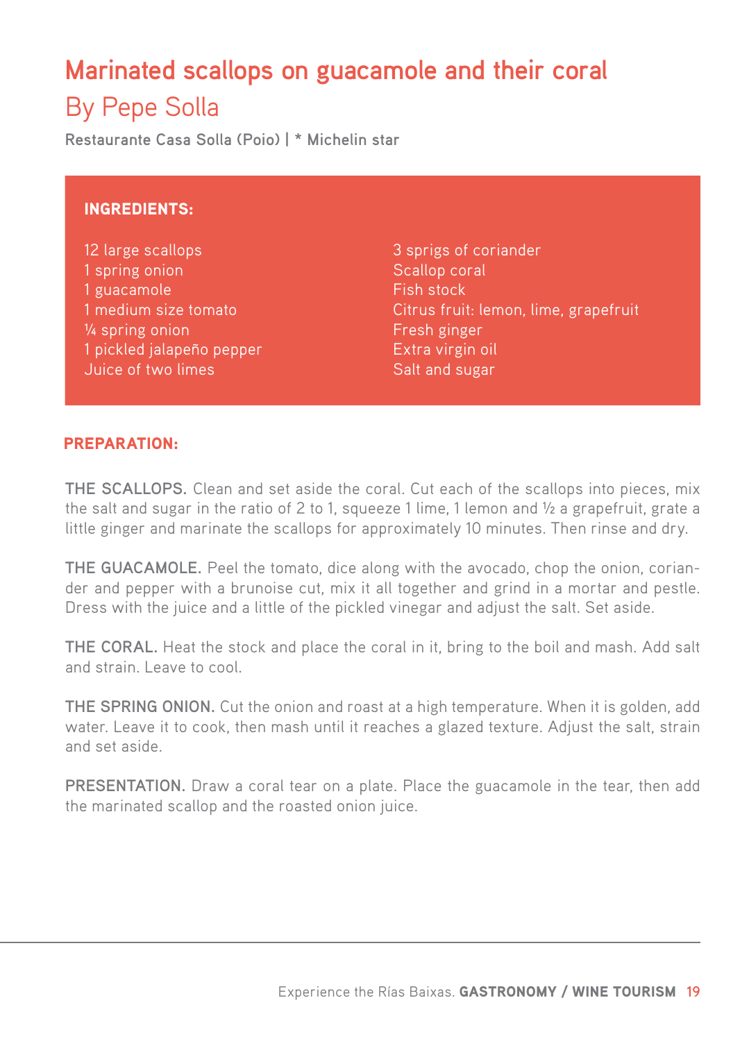# Marinated scallops on guacamole and their coral

## By Pepe Solla

**Restaurante Casa Solla (Poio) | * Michelin star**

### INGREDIENTS:

12 large scallops
1 spring onion
1 guacamole
1 medium size tomato
¼ spring onion
1 pickled jalapeño pepper
Juice of two limes
3 sprigs of coriander
Scallop coral
Fish stock
Citrus fruit: lemon, lime, grapefruit
Fresh ginger
Extra virgin oil
Salt and sugar

### PREPARATION:

**THE SCALLOPS.** Clean and set aside the coral. Cut each of the scallops into pieces, mix the salt and sugar in the ratio of 2 to 1, squeeze 1 lime, 1 lemon and ½ a grapefruit, grate a little ginger and marinate the scallops for approximately 10 minutes. Then rinse and dry.

**THE GUACAMOLE.** Peel the tomato, dice along with the avocado, chop the onion, coriander and pepper with a brunoise cut, mix it all together and grind in a mortar and pestle. Dress with the juice and a little of the pickled vinegar and adjust the salt. Set aside.

**THE CORAL.** Heat the stock and place the coral in it, bring to the boil and mash. Add salt and strain. Leave to cool.

**THE SPRING ONION.** Cut the onion and roast at a high temperature. When it is golden, add water. Leave it to cook, then mash until it reaches a glazed texture. Adjust the salt, strain and set aside.

**PRESENTATION.** Draw a coral tear on a plate. Place the guacamole in the tear, then add the marinated scallop and the roasted onion juice.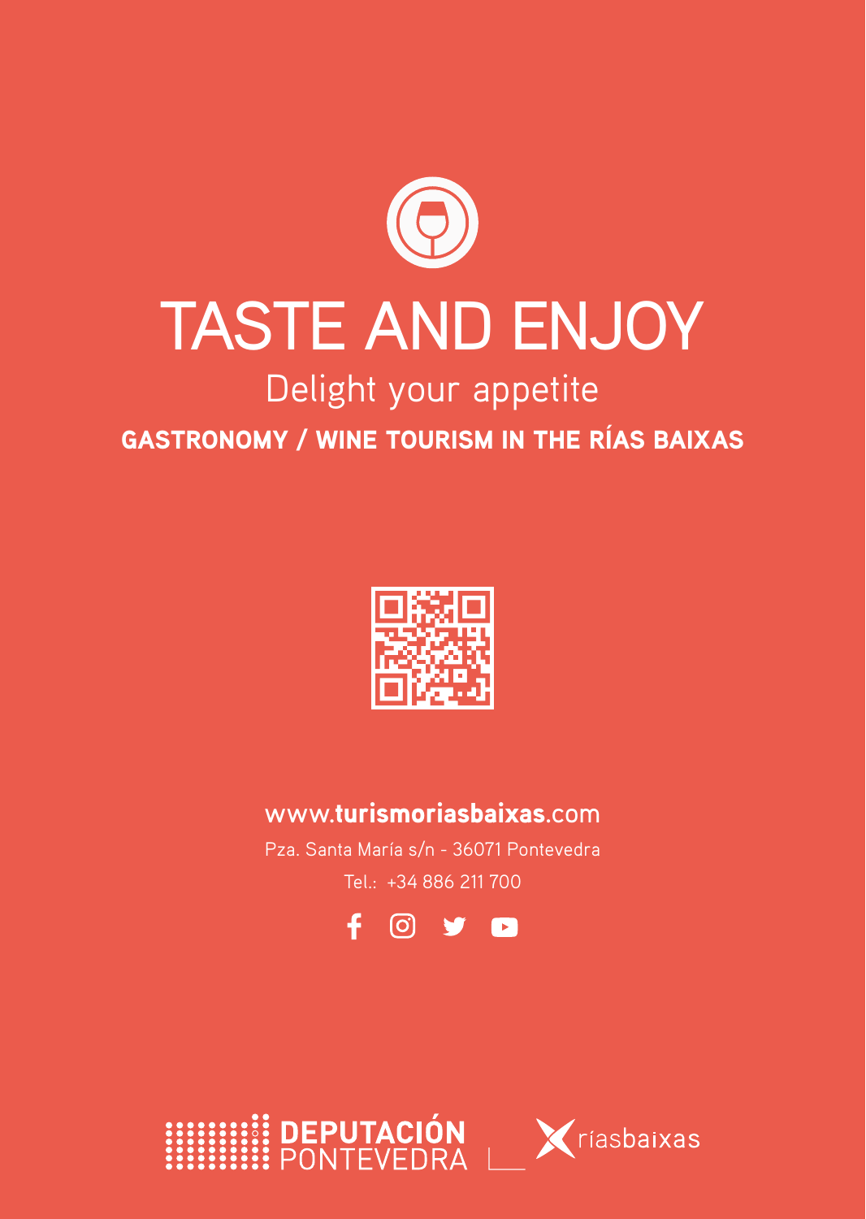# TASTE AND ENJOY

## Delight your appetite

**GASTRONOMY / WINE TOURISM IN THE RÍAS BAIXAS**

www.**turismoriasbaixas**.com

Pza. Santa María s/n - 36071 Pontevedra

Tel.: +34 886 211 700

**DEPUTACIÓN** PONTEVEDRA

ríasbaixas